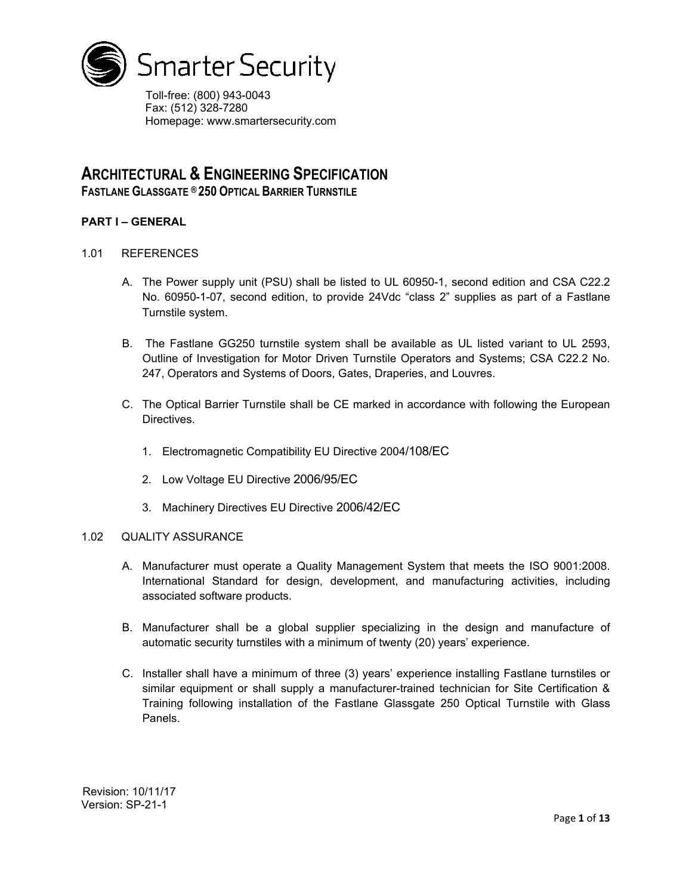Smarter Security

Toll-free: (800) 943-0043
Fax: (512) 328-7280
Homepage: www.smartersecurity.com

# ARCHITECTURAL & ENGINEERING SPECIFICATION

## FASTLANE GLASSGATE ® 250 OPTICAL BARRIER TURNSTILE

### PART I – GENERAL

1.01 REFERENCES

A. The Power supply unit (PSU) shall be listed to UL 60950-1, second edition and CSA C22.2 No. 60950-1-07, second edition, to provide 24Vdc "class 2" supplies as part of a Fastlane Turnstile system.

B. The Fastlane GG250 turnstile system shall be available as UL listed variant to UL 2593, Outline of Investigation for Motor Driven Turnstile Operators and Systems; CSA C22.2 No. 247, Operators and Systems of Doors, Gates, Draperies, and Louvres.

C. The Optical Barrier Turnstile shall be CE marked in accordance with following the European Directives.

1. Electromagnetic Compatibility EU Directive 2004/108/EC
2. Low Voltage EU Directive 2006/95/EC
3. Machinery Directives EU Directive 2006/42/EC

1.02 QUALITY ASSURANCE

A. Manufacturer must operate a Quality Management System that meets the ISO 9001:2008. International Standard for design, development, and manufacturing activities, including associated software products.

B. Manufacturer shall be a global supplier specializing in the design and manufacture of automatic security turnstiles with a minimum of twenty (20) years' experience.

C. Installer shall have a minimum of three (3) years' experience installing Fastlane turnstiles or similar equipment or shall supply a manufacturer-trained technician for Site Certification & Training following installation of the Fastlane Glassgate 250 Optical Turnstile with Glass Panels.

Revision: 10/11/17
Version: SP-21-1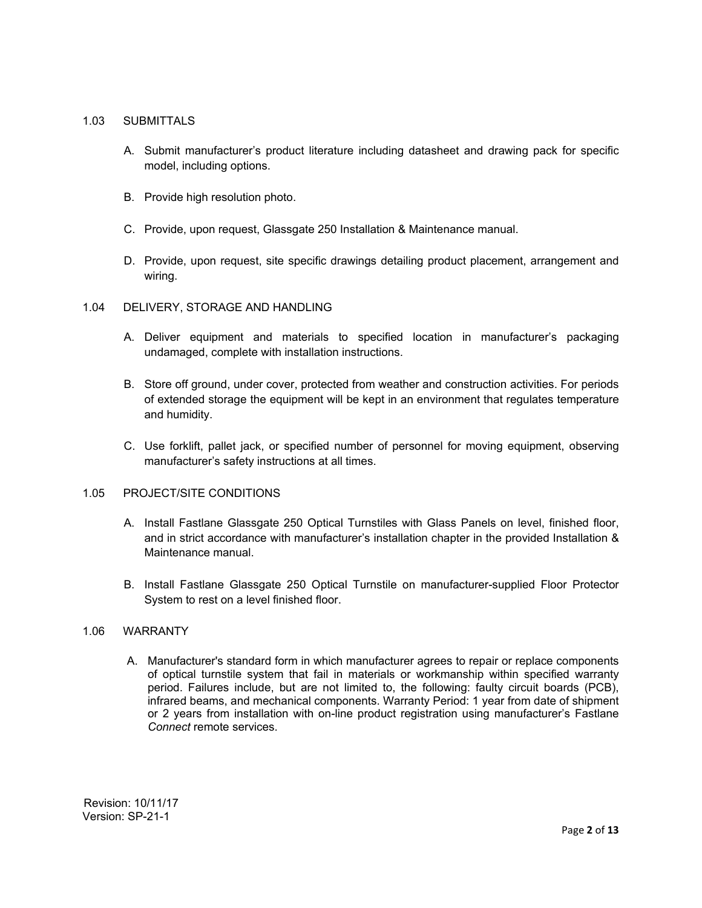## 1.03 SUBMITTALS

A. Submit manufacturer's product literature including datasheet and drawing pack for specific model, including options.

B. Provide high resolution photo.

C. Provide, upon request, Glassgate 250 Installation & Maintenance manual.

D. Provide, upon request, site specific drawings detailing product placement, arrangement and wiring.

## 1.04 DELIVERY, STORAGE AND HANDLING

A. Deliver equipment and materials to specified location in manufacturer's packaging undamaged, complete with installation instructions.

B. Store off ground, under cover, protected from weather and construction activities. For periods of extended storage the equipment will be kept in an environment that regulates temperature and humidity.

C. Use forklift, pallet jack, or specified number of personnel for moving equipment, observing manufacturer's safety instructions at all times.

## 1.05 PROJECT/SITE CONDITIONS

A. Install Fastlane Glassgate 250 Optical Turnstiles with Glass Panels on level, finished floor, and in strict accordance with manufacturer's installation chapter in the provided Installation & Maintenance manual.

B. Install Fastlane Glassgate 250 Optical Turnstile on manufacturer-supplied Floor Protector System to rest on a level finished floor.

## 1.06 WARRANTY

A. Manufacturer's standard form in which manufacturer agrees to repair or replace components of optical turnstile system that fail in materials or workmanship within specified warranty period. Failures include, but are not limited to, the following: faulty circuit boards (PCB), infrared beams, and mechanical components. Warranty Period: 1 year from date of shipment or 2 years from installation with on-line product registration using manufacturer's Fastlane *Connect* remote services.

Revision: 10/11/17
Version: SP-21-1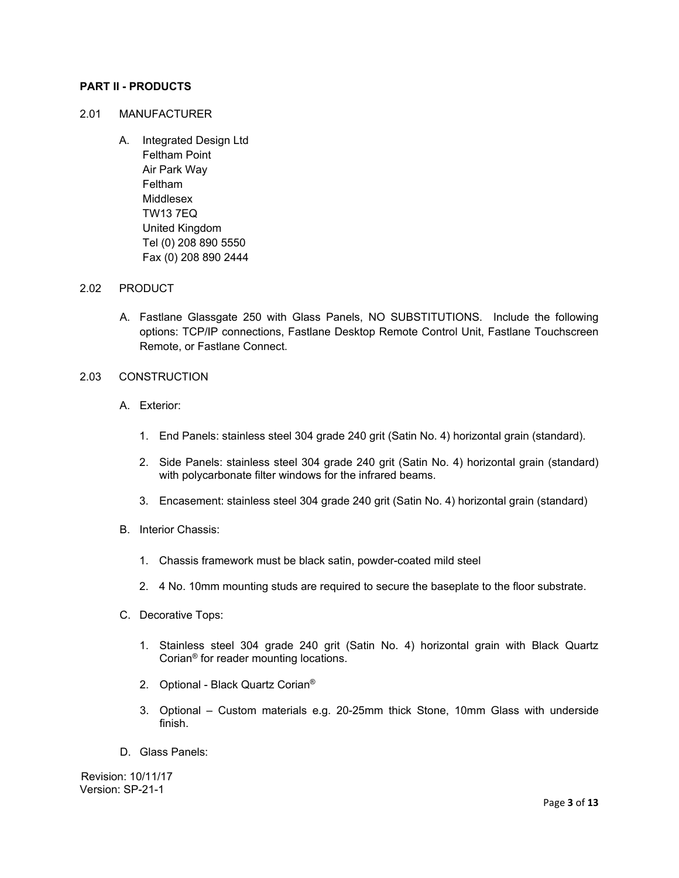## PART II - PRODUCTS

### 2.01 MANUFACTURER

A. Integrated Design Ltd
Feltham Point
Air Park Way
Feltham
Middlesex
TW13 7EQ
United Kingdom
Tel (0) 208 890 5550
Fax (0) 208 890 2444

### 2.02 PRODUCT

A. Fastlane Glassgate 250 with Glass Panels, NO SUBSTITUTIONS. Include the following options: TCP/IP connections, Fastlane Desktop Remote Control Unit, Fastlane Touchscreen Remote, or Fastlane Connect.

### 2.03 CONSTRUCTION

A. Exterior:

1. End Panels: stainless steel 304 grade 240 grit (Satin No. 4) horizontal grain (standard).
2. Side Panels: stainless steel 304 grade 240 grit (Satin No. 4) horizontal grain (standard) with polycarbonate filter windows for the infrared beams.
3. Encasement: stainless steel 304 grade 240 grit (Satin No. 4) horizontal grain (standard)

B. Interior Chassis:

1. Chassis framework must be black satin, powder-coated mild steel
2. 4 No. 10mm mounting studs are required to secure the baseplate to the floor substrate.

C. Decorative Tops:

1. Stainless steel 304 grade 240 grit (Satin No. 4) horizontal grain with Black Quartz Corian® for reader mounting locations.
2. Optional - Black Quartz Corian®
3. Optional – Custom materials e.g. 20-25mm thick Stone, 10mm Glass with underside finish.

D. Glass Panels:

Revision: 10/11/17
Version: SP-21-1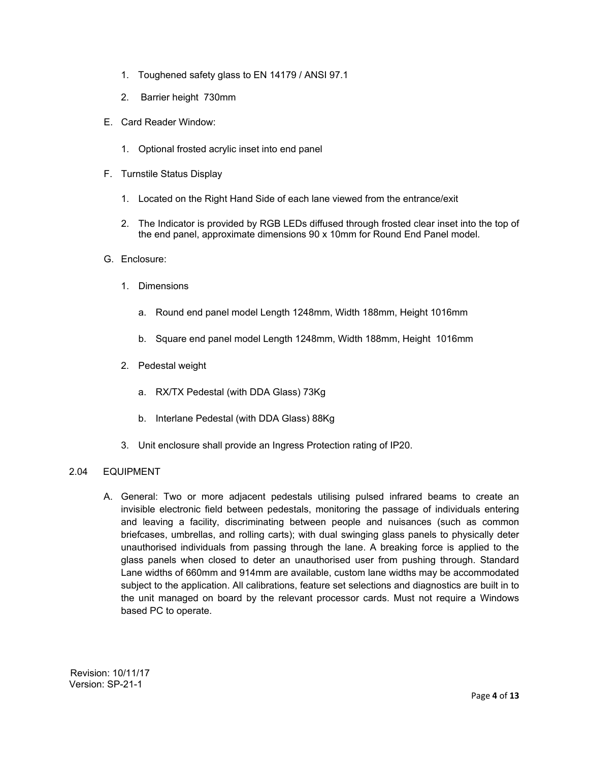1. Toughened safety glass to EN 14179 / ANSI 97.1

2. Barrier height 730mm

E. Card Reader Window:

1. Optional frosted acrylic inset into end panel

F. Turnstile Status Display

1. Located on the Right Hand Side of each lane viewed from the entrance/exit

2. The Indicator is provided by RGB LEDs diffused through frosted clear inset into the top of the end panel, approximate dimensions 90 x 10mm for Round End Panel model.

G. Enclosure:

1. Dimensions

   a. Round end panel model Length 1248mm, Width 188mm, Height 1016mm

   b. Square end panel model Length 1248mm, Width 188mm, Height 1016mm

2. Pedestal weight

   a. RX/TX Pedestal (with DDA Glass) 73Kg

   b. Interlane Pedestal (with DDA Glass) 88Kg

3. Unit enclosure shall provide an Ingress Protection rating of IP20.

## 2.04 EQUIPMENT

A. General: Two or more adjacent pedestals utilising pulsed infrared beams to create an invisible electronic field between pedestals, monitoring the passage of individuals entering and leaving a facility, discriminating between people and nuisances (such as common briefcases, umbrellas, and rolling carts); with dual swinging glass panels to physically deter unauthorised individuals from passing through the lane. A breaking force is applied to the glass panels when closed to deter an unauthorised user from pushing through. Standard Lane widths of 660mm and 914mm are available, custom lane widths may be accommodated subject to the application. All calibrations, feature set selections and diagnostics are built in to the unit managed on board by the relevant processor cards. Must not require a Windows based PC to operate.

Revision: 10/11/17
Version: SP-21-1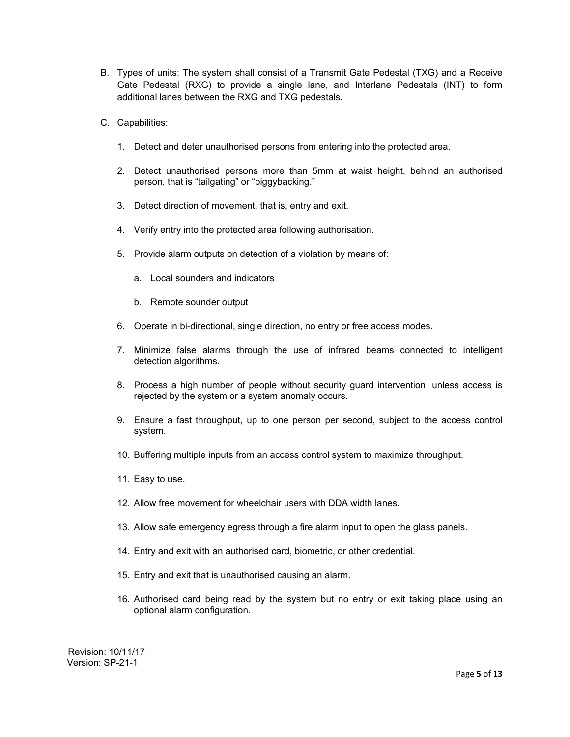B. Types of units: The system shall consist of a Transmit Gate Pedestal (TXG) and a Receive Gate Pedestal (RXG) to provide a single lane, and Interlane Pedestals (INT) to form additional lanes between the RXG and TXG pedestals.

C. Capabilities:

1. Detect and deter unauthorised persons from entering into the protected area.
2. Detect unauthorised persons more than 5mm at waist height, behind an authorised person, that is "tailgating" or "piggybacking."
3. Detect direction of movement, that is, entry and exit.
4. Verify entry into the protected area following authorisation.
5. Provide alarm outputs on detection of a violation by means of:
   a. Local sounders and indicators
   b. Remote sounder output
6. Operate in bi-directional, single direction, no entry or free access modes.
7. Minimize false alarms through the use of infrared beams connected to intelligent detection algorithms.
8. Process a high number of people without security guard intervention, unless access is rejected by the system or a system anomaly occurs.
9. Ensure a fast throughput, up to one person per second, subject to the access control system.
10. Buffering multiple inputs from an access control system to maximize throughput.
11. Easy to use.
12. Allow free movement for wheelchair users with DDA width lanes.
13. Allow safe emergency egress through a fire alarm input to open the glass panels.
14. Entry and exit with an authorised card, biometric, or other credential.
15. Entry and exit that is unauthorised causing an alarm.
16. Authorised card being read by the system but no entry or exit taking place using an optional alarm configuration.

Revision: 10/11/17
Version: SP-21-1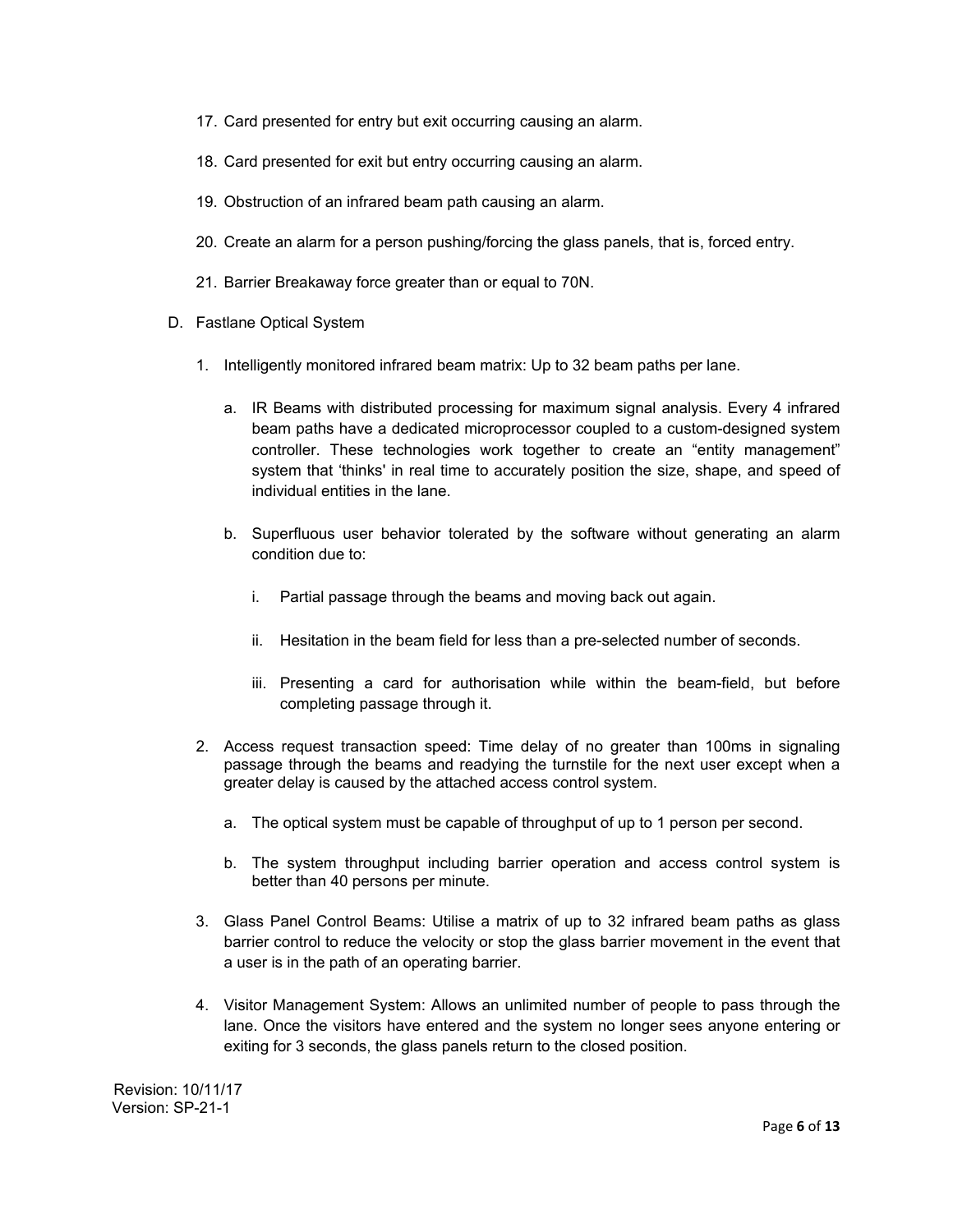17. Card presented for entry but exit occurring causing an alarm.

18. Card presented for exit but entry occurring causing an alarm.

19. Obstruction of an infrared beam path causing an alarm.

20. Create an alarm for a person pushing/forcing the glass panels, that is, forced entry.

21. Barrier Breakaway force greater than or equal to 70N.

D. Fastlane Optical System

1. Intelligently monitored infrared beam matrix: Up to 32 beam paths per lane.

   a. IR Beams with distributed processing for maximum signal analysis. Every 4 infrared beam paths have a dedicated microprocessor coupled to a custom-designed system controller. These technologies work together to create an "entity management" system that 'thinks' in real time to accurately position the size, shape, and speed of individual entities in the lane.

   b. Superfluous user behavior tolerated by the software without generating an alarm condition due to:

      i. Partial passage through the beams and moving back out again.

      ii. Hesitation in the beam field for less than a pre-selected number of seconds.

      iii. Presenting a card for authorisation while within the beam-field, but before completing passage through it.

2. Access request transaction speed: Time delay of no greater than 100ms in signaling passage through the beams and readying the turnstile for the next user except when a greater delay is caused by the attached access control system.

   a. The optical system must be capable of throughput of up to 1 person per second.

   b. The system throughput including barrier operation and access control system is better than 40 persons per minute.

3. Glass Panel Control Beams: Utilise a matrix of up to 32 infrared beam paths as glass barrier control to reduce the velocity or stop the glass barrier movement in the event that a user is in the path of an operating barrier.

4. Visitor Management System: Allows an unlimited number of people to pass through the lane. Once the visitors have entered and the system no longer sees anyone entering or exiting for 3 seconds, the glass panels return to the closed position.

Revision: 10/11/17
Version: SP-21-1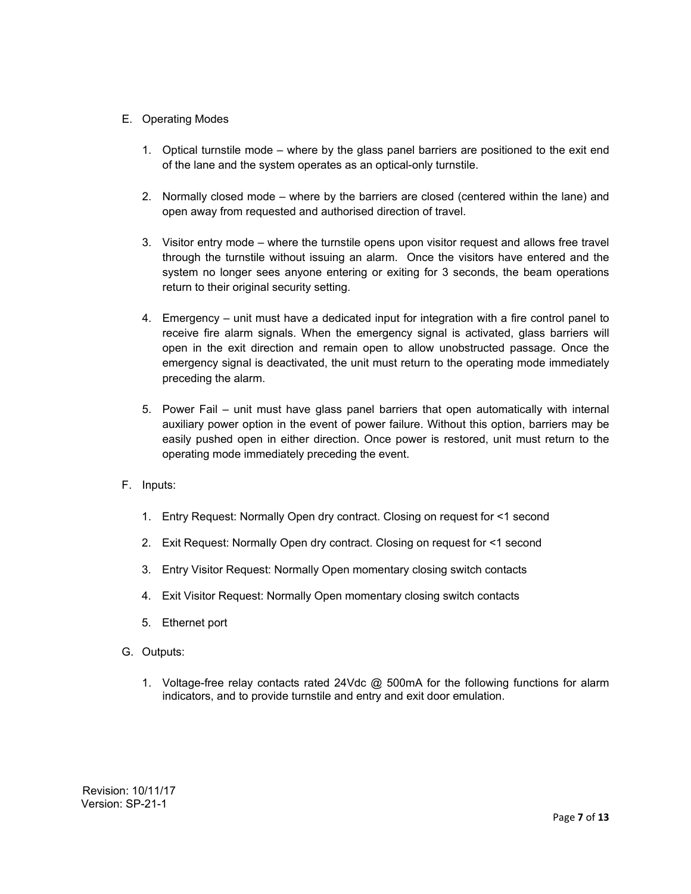E. Operating Modes

   1. Optical turnstile mode – where by the glass panel barriers are positioned to the exit end of the lane and the system operates as an optical-only turnstile.

   2. Normally closed mode – where by the barriers are closed (centered within the lane) and open away from requested and authorised direction of travel.

   3. Visitor entry mode – where the turnstile opens upon visitor request and allows free travel through the turnstile without issuing an alarm. Once the visitors have entered and the system no longer sees anyone entering or exiting for 3 seconds, the beam operations return to their original security setting.

   4. Emergency – unit must have a dedicated input for integration with a fire control panel to receive fire alarm signals. When the emergency signal is activated, glass barriers will open in the exit direction and remain open to allow unobstructed passage. Once the emergency signal is deactivated, the unit must return to the operating mode immediately preceding the alarm.

   5. Power Fail – unit must have glass panel barriers that open automatically with internal auxiliary power option in the event of power failure. Without this option, barriers may be easily pushed open in either direction. Once power is restored, unit must return to the operating mode immediately preceding the event.

F. Inputs:

   1. Entry Request: Normally Open dry contract. Closing on request for <1 second

   2. Exit Request: Normally Open dry contract. Closing on request for <1 second

   3. Entry Visitor Request: Normally Open momentary closing switch contacts

   4. Exit Visitor Request: Normally Open momentary closing switch contacts

   5. Ethernet port

G. Outputs:

   1. Voltage-free relay contacts rated 24Vdc @ 500mA for the following functions for alarm indicators, and to provide turnstile and entry and exit door emulation.

Revision: 10/11/17
Version: SP-21-1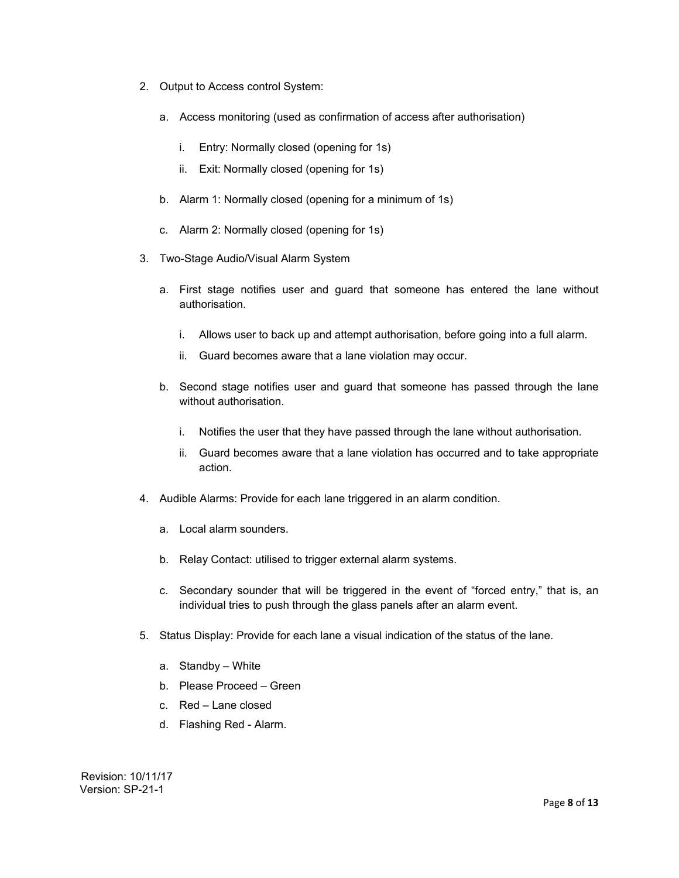2. Output to Access control System:

    a. Access monitoring (used as confirmation of access after authorisation)

        i. Entry: Normally closed (opening for 1s)

        ii. Exit: Normally closed (opening for 1s)

    b. Alarm 1: Normally closed (opening for a minimum of 1s)

    c. Alarm 2: Normally closed (opening for 1s)

3. Two-Stage Audio/Visual Alarm System

    a. First stage notifies user and guard that someone has entered the lane without authorisation.

        i. Allows user to back up and attempt authorisation, before going into a full alarm.

        ii. Guard becomes aware that a lane violation may occur.

    b. Second stage notifies user and guard that someone has passed through the lane without authorisation.

        i. Notifies the user that they have passed through the lane without authorisation.

        ii. Guard becomes aware that a lane violation has occurred and to take appropriate action.

4. Audible Alarms: Provide for each lane triggered in an alarm condition.

    a. Local alarm sounders.

    b. Relay Contact: utilised to trigger external alarm systems.

    c. Secondary sounder that will be triggered in the event of "forced entry," that is, an individual tries to push through the glass panels after an alarm event.

5. Status Display: Provide for each lane a visual indication of the status of the lane.

    a. Standby – White

    b. Please Proceed – Green

    c. Red – Lane closed

    d. Flashing Red - Alarm.

Revision: 10/11/17
Version: SP-21-1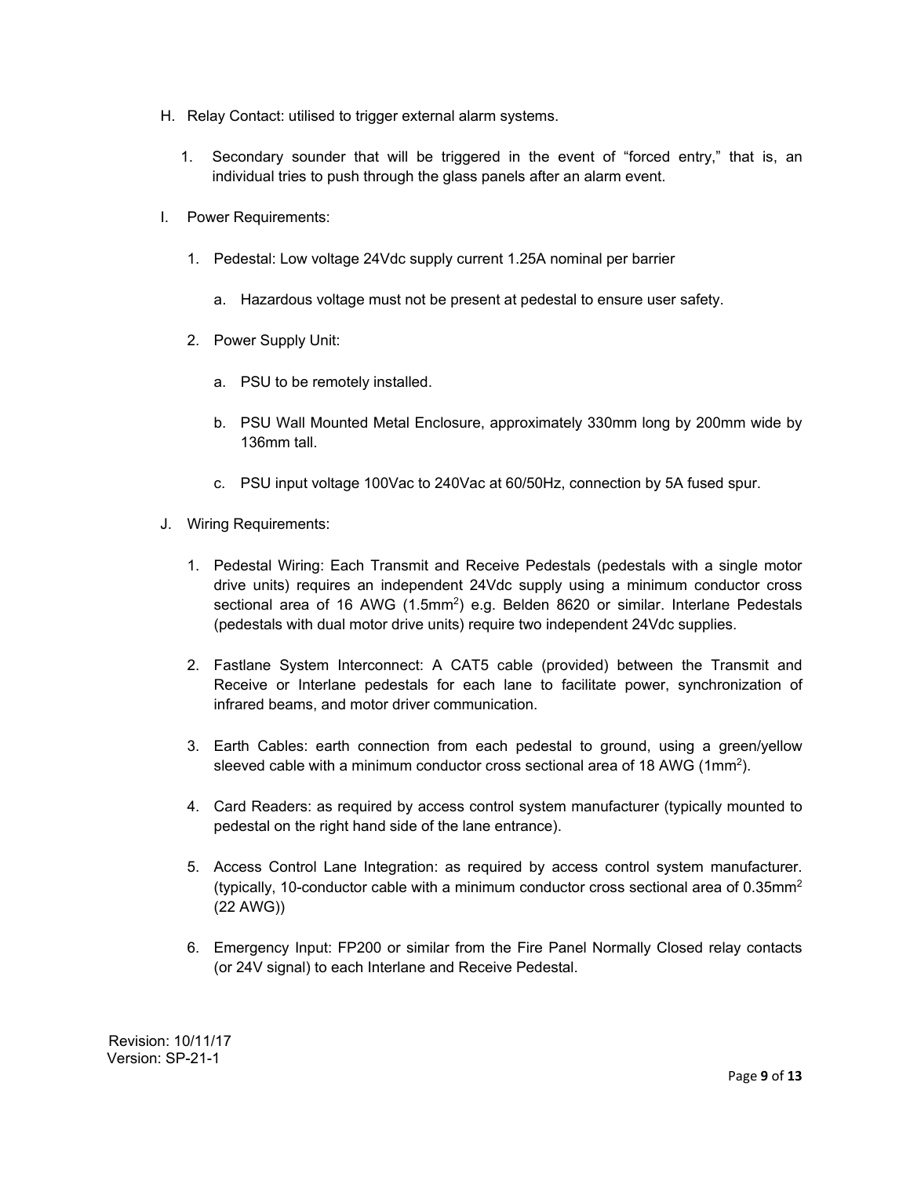H. Relay Contact: utilised to trigger external alarm systems.

   1. Secondary sounder that will be triggered in the event of "forced entry," that is, an individual tries to push through the glass panels after an alarm event.

I. Power Requirements:

   1. Pedestal: Low voltage 24Vdc supply current 1.25A nominal per barrier

      a. Hazardous voltage must not be present at pedestal to ensure user safety.

   2. Power Supply Unit:

      a. PSU to be remotely installed.

      b. PSU Wall Mounted Metal Enclosure, approximately 330mm long by 200mm wide by 136mm tall.

      c. PSU input voltage 100Vac to 240Vac at 60/50Hz, connection by 5A fused spur.

J. Wiring Requirements:

   1. Pedestal Wiring: Each Transmit and Receive Pedestals (pedestals with a single motor drive units) requires an independent 24Vdc supply using a minimum conductor cross sectional area of 16 AWG (1.5mm$^2$) e.g. Belden 8620 or similar. Interlane Pedestals (pedestals with dual motor drive units) require two independent 24Vdc supplies.

   2. Fastlane System Interconnect: A CAT5 cable (provided) between the Transmit and Receive or Interlane pedestals for each lane to facilitate power, synchronization of infrared beams, and motor driver communication.

   3. Earth Cables: earth connection from each pedestal to ground, using a green/yellow sleeved cable with a minimum conductor cross sectional area of 18 AWG (1mm$^2$).

   4. Card Readers: as required by access control system manufacturer (typically mounted to pedestal on the right hand side of the lane entrance).

   5. Access Control Lane Integration: as required by access control system manufacturer. (typically, 10-conductor cable with a minimum conductor cross sectional area of 0.35mm$^2$ (22 AWG))

   6. Emergency Input: FP200 or similar from the Fire Panel Normally Closed relay contacts (or 24V signal) to each Interlane and Receive Pedestal.

Revision: 10/11/17
Version: SP-21-1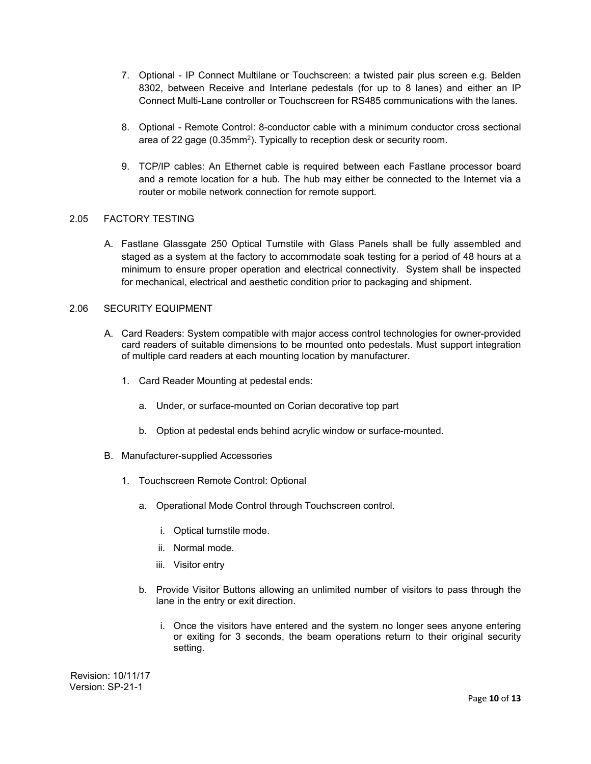7. Optional - IP Connect Multilane or Touchscreen: a twisted pair plus screen e.g. Belden 8302, between Receive and Interlane pedestals (for up to 8 lanes) and either an IP Connect Multi-Lane controller or Touchscreen for RS485 communications with the lanes.

8. Optional - Remote Control: 8-conductor cable with a minimum conductor cross sectional area of 22 gage (0.35mm$^2$). Typically to reception desk or security room.

9. TCP/IP cables: An Ethernet cable is required between each Fastlane processor board and a remote location for a hub. The hub may either be connected to the Internet via a router or mobile network connection for remote support.

## 2.05 FACTORY TESTING

A. Fastlane Glassgate 250 Optical Turnstile with Glass Panels shall be fully assembled and staged as a system at the factory to accommodate soak testing for a period of 48 hours at a minimum to ensure proper operation and electrical connectivity. System shall be inspected for mechanical, electrical and aesthetic condition prior to packaging and shipment.

## 2.06 SECURITY EQUIPMENT

A. Card Readers: System compatible with major access control technologies for owner-provided card readers of suitable dimensions to be mounted onto pedestals. Must support integration of multiple card readers at each mounting location by manufacturer.

   1. Card Reader Mounting at pedestal ends:

      a. Under, or surface-mounted on Corian decorative top part

      b. Option at pedestal ends behind acrylic window or surface-mounted.

B. Manufacturer-supplied Accessories

   1. Touchscreen Remote Control: Optional

      a. Operational Mode Control through Touchscreen control.

         i. Optical turnstile mode.

         ii. Normal mode.

         iii. Visitor entry

      b. Provide Visitor Buttons allowing an unlimited number of visitors to pass through the lane in the entry or exit direction.

         i. Once the visitors have entered and the system no longer sees anyone entering or exiting for 3 seconds, the beam operations return to their original security setting.

Revision: 10/11/17
Version: SP-21-1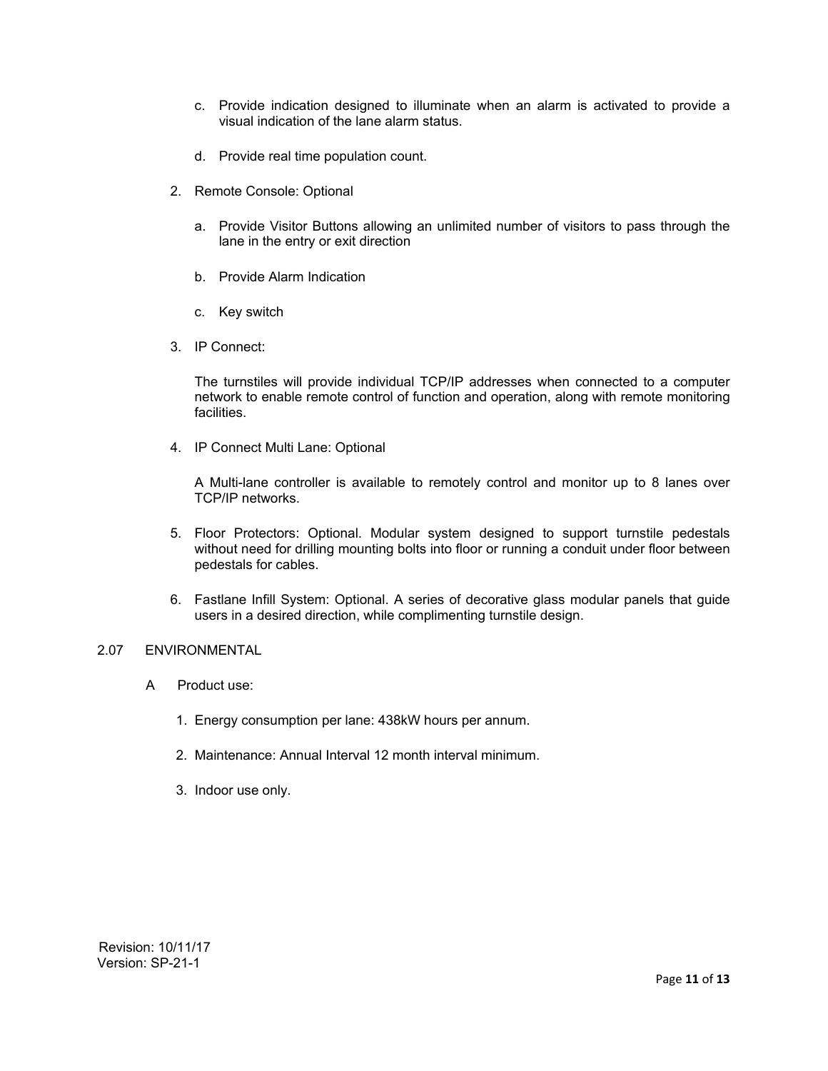c. Provide indication designed to illuminate when an alarm is activated to provide a visual indication of the lane alarm status.

d. Provide real time population count.

2. Remote Console: Optional

   a. Provide Visitor Buttons allowing an unlimited number of visitors to pass through the lane in the entry or exit direction

   b. Provide Alarm Indication

   c. Key switch

3. IP Connect:

   The turnstiles will provide individual TCP/IP addresses when connected to a computer network to enable remote control of function and operation, along with remote monitoring facilities.

4. IP Connect Multi Lane: Optional

   A Multi-lane controller is available to remotely control and monitor up to 8 lanes over TCP/IP networks.

5. Floor Protectors: Optional. Modular system designed to support turnstile pedestals without need for drilling mounting bolts into floor or running a conduit under floor between pedestals for cables.

6. Fastlane Infill System: Optional. A series of decorative glass modular panels that guide users in a desired direction, while complimenting turnstile design.

## 2.07 ENVIRONMENTAL

A Product use:

1. Energy consumption per lane: 438kW hours per annum.

2. Maintenance: Annual Interval 12 month interval minimum.

3. Indoor use only.

Revision: 10/11/17
Version: SP-21-1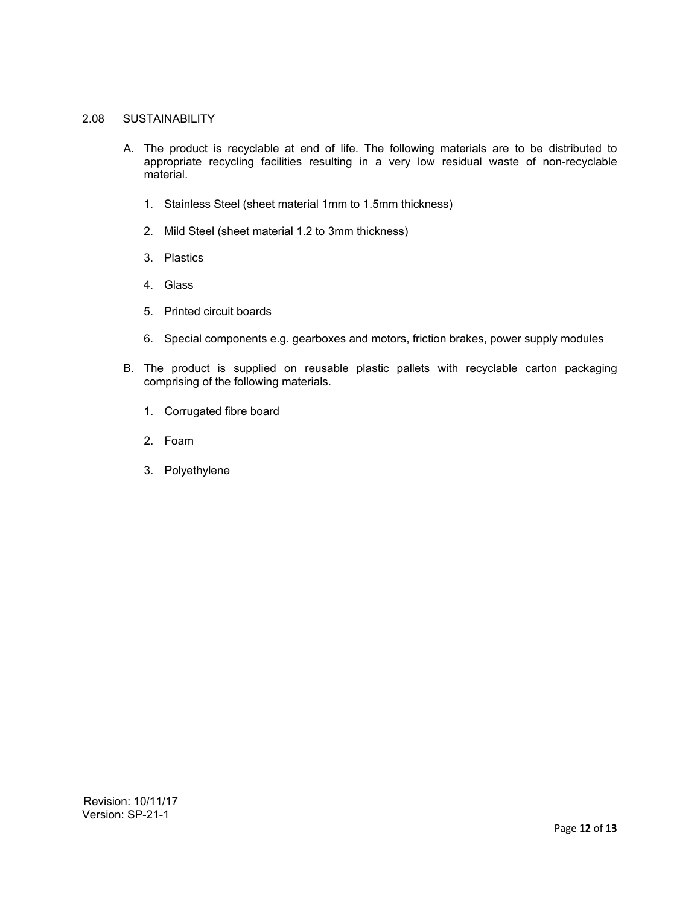## 2.08 SUSTAINABILITY

A. The product is recyclable at end of life. The following materials are to be distributed to appropriate recycling facilities resulting in a very low residual waste of non-recyclable material.

   1. Stainless Steel (sheet material 1mm to 1.5mm thickness)

   2. Mild Steel (sheet material 1.2 to 3mm thickness)

   3. Plastics

   4. Glass

   5. Printed circuit boards

   6. Special components e.g. gearboxes and motors, friction brakes, power supply modules

B. The product is supplied on reusable plastic pallets with recyclable carton packaging comprising of the following materials.

   1. Corrugated fibre board

   2. Foam

   3. Polyethylene

Revision: 10/11/17
Version: SP-21-1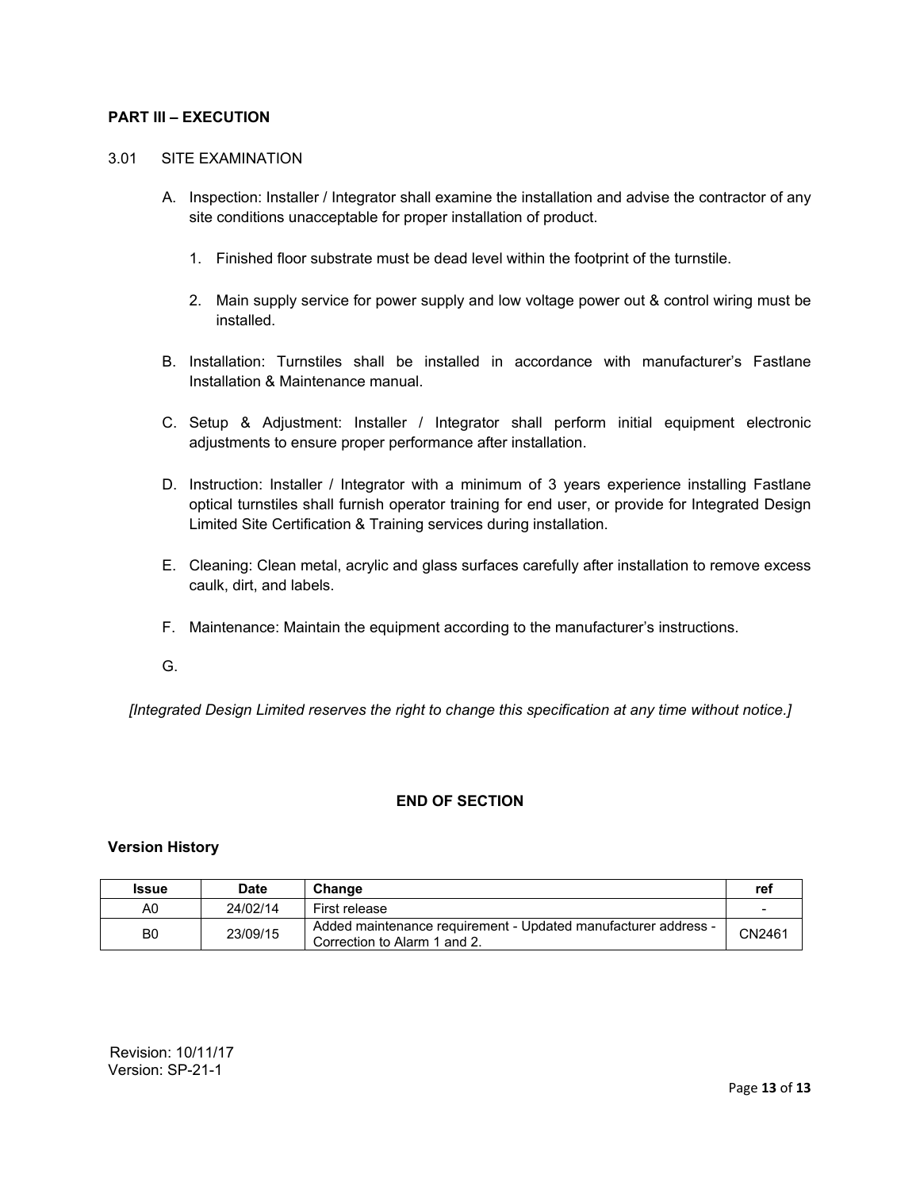**PART III – EXECUTION**

3.01 SITE EXAMINATION

A. Inspection: Installer / Integrator shall examine the installation and advise the contractor of any site conditions unacceptable for proper installation of product.

   1. Finished floor substrate must be dead level within the footprint of the turnstile.

   2. Main supply service for power supply and low voltage power out & control wiring must be installed.

B. Installation: Turnstiles shall be installed in accordance with manufacturer's Fastlane Installation & Maintenance manual.

C. Setup & Adjustment: Installer / Integrator shall perform initial equipment electronic adjustments to ensure proper performance after installation.

D. Instruction: Installer / Integrator with a minimum of 3 years experience installing Fastlane optical turnstiles shall furnish operator training for end user, or provide for Integrated Design Limited Site Certification & Training services during installation.

E. Cleaning: Clean metal, acrylic and glass surfaces carefully after installation to remove excess caulk, dirt, and labels.

F. Maintenance: Maintain the equipment according to the manufacturer's instructions.

G.

*[Integrated Design Limited reserves the right to change this specification at any time without notice.]*

**END OF SECTION**

**Version History**

| Issue | Date | Change | ref |
|---|---|---|---|
| A0 | 24/02/14 | First release | - |
| B0 | 23/09/15 | Added maintenance requirement - Updated manufacturer address - Correction to Alarm 1 and 2. | CN2461 |

Revision: 10/11/17
Version: SP-21-1